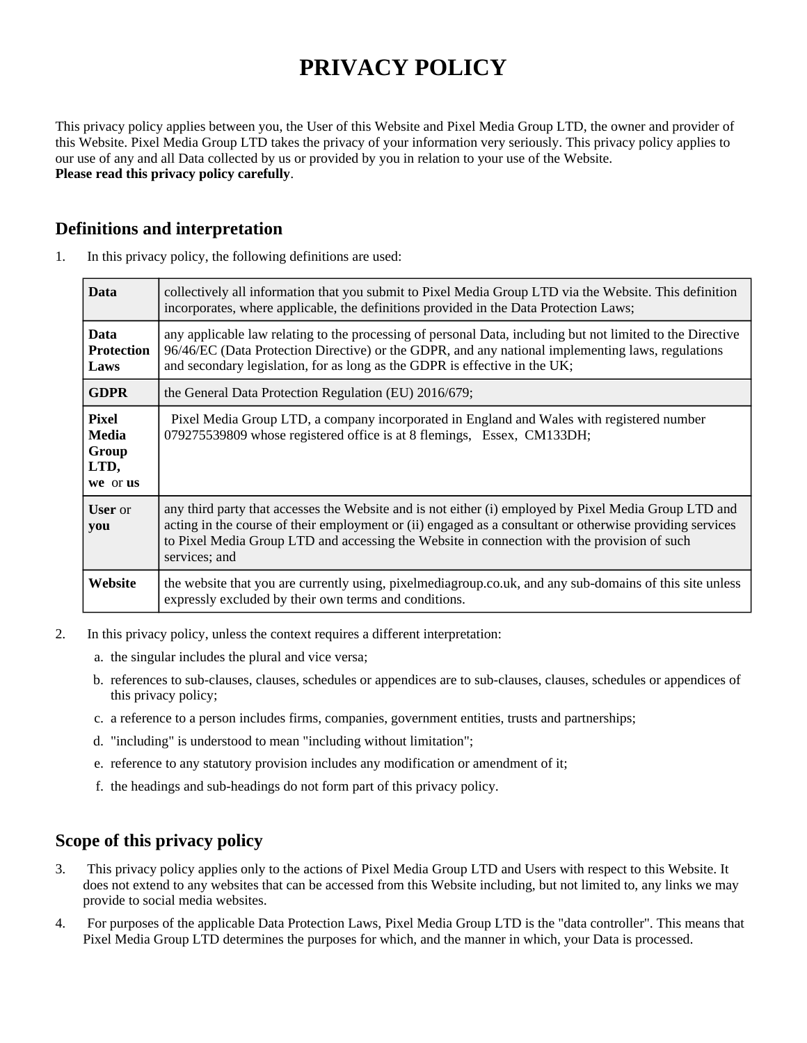# PRIVACY POLICY

This privacy policy applies between you, the User of this Website and Pixel Media Group LTD, the owner and provider of this Website. Pixel Media Group LTD takes the privacy of your information very seriously. This privacy policy applies to our use of any and all Data collected by us or provided by you in relation to your use of the Website.
**Please read this privacy policy carefully**.

## Definitions and interpretation

1. In this privacy policy, the following definitions are used:

| | |
|---|---|
| **Data** | collectively all information that you submit to Pixel Media Group LTD via the Website. This definition incorporates, where applicable, the definitions provided in the Data Protection Laws; |
| **Data Protection Laws** | any applicable law relating to the processing of personal Data, including but not limited to the Directive 96/46/EC (Data Protection Directive) or the GDPR, and any national implementing laws, regulations and secondary legislation, for as long as the GDPR is effective in the UK; |
| **GDPR** | the General Data Protection Regulation (EU) 2016/679; |
| **Pixel Media Group LTD, we** or **us** | Pixel Media Group LTD, a company incorporated in England and Wales with registered number 079275539809 whose registered office is at 8 flemings, Essex, CM133DH; |
| **User** or **you** | any third party that accesses the Website and is not either (i) employed by Pixel Media Group LTD and acting in the course of their employment or (ii) engaged as a consultant or otherwise providing services to Pixel Media Group LTD and accessing the Website in connection with the provision of such services; and |
| **Website** | the website that you are currently using, pixelmediagroup.co.uk, and any sub-domains of this site unless expressly excluded by their own terms and conditions. |

2. In this privacy policy, unless the context requires a different interpretation:
   a. the singular includes the plural and vice versa;
   b. references to sub-clauses, clauses, schedules or appendices are to sub-clauses, clauses, schedules or appendices of this privacy policy;
   c. a reference to a person includes firms, companies, government entities, trusts and partnerships;
   d. "including" is understood to mean "including without limitation";
   e. reference to any statutory provision includes any modification or amendment of it;
   f. the headings and sub-headings do not form part of this privacy policy.

## Scope of this privacy policy

3. This privacy policy applies only to the actions of Pixel Media Group LTD and Users with respect to this Website. It does not extend to any websites that can be accessed from this Website including, but not limited to, any links we may provide to social media websites.
4. For purposes of the applicable Data Protection Laws, Pixel Media Group LTD is the "data controller". This means that Pixel Media Group LTD determines the purposes for which, and the manner in which, your Data is processed.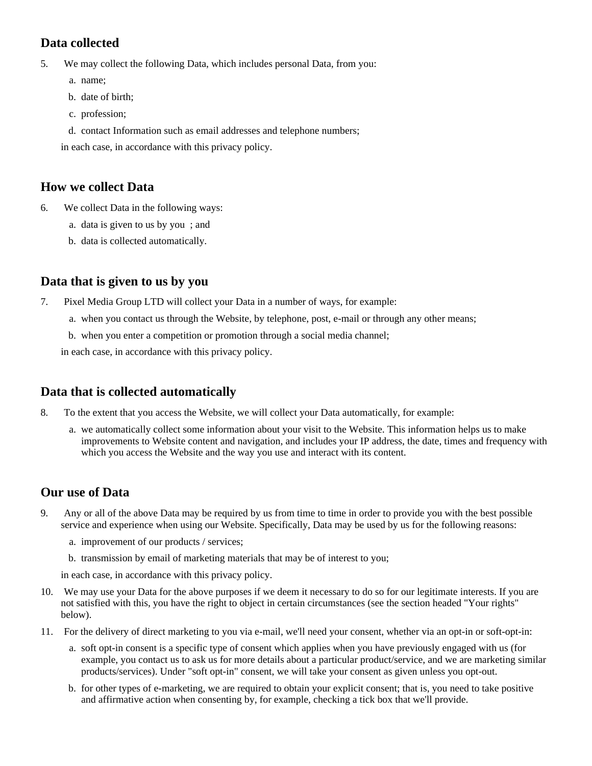## Data collected

5. We may collect the following Data, which includes personal Data, from you:

   a. name;

   b. date of birth;

   c. profession;

   d. contact Information such as email addresses and telephone numbers;

   in each case, in accordance with this privacy policy.

## How we collect Data

6. We collect Data in the following ways:

   a. data is given to us by you ; and

   b. data is collected automatically.

## Data that is given to us by you

7. Pixel Media Group LTD will collect your Data in a number of ways, for example:

   a. when you contact us through the Website, by telephone, post, e-mail or through any other means;

   b. when you enter a competition or promotion through a social media channel;

   in each case, in accordance with this privacy policy.

## Data that is collected automatically

8. To the extent that you access the Website, we will collect your Data automatically, for example:

   a. we automatically collect some information about your visit to the Website. This information helps us to make improvements to Website content and navigation, and includes your IP address, the date, times and frequency with which you access the Website and the way you use and interact with its content.

## Our use of Data

9. Any or all of the above Data may be required by us from time to time in order to provide you with the best possible service and experience when using our Website. Specifically, Data may be used by us for the following reasons:

   a. improvement of our products / services;

   b. transmission by email of marketing materials that may be of interest to you;

   in each case, in accordance with this privacy policy.

10. We may use your Data for the above purposes if we deem it necessary to do so for our legitimate interests. If you are not satisfied with this, you have the right to object in certain circumstances (see the section headed "Your rights" below).

11. For the delivery of direct marketing to you via e-mail, we'll need your consent, whether via an opt-in or soft-opt-in:

    a. soft opt-in consent is a specific type of consent which applies when you have previously engaged with us (for example, you contact us to ask us for more details about a particular product/service, and we are marketing similar products/services). Under "soft opt-in" consent, we will take your consent as given unless you opt-out.

    b. for other types of e-marketing, we are required to obtain your explicit consent; that is, you need to take positive and affirmative action when consenting by, for example, checking a tick box that we'll provide.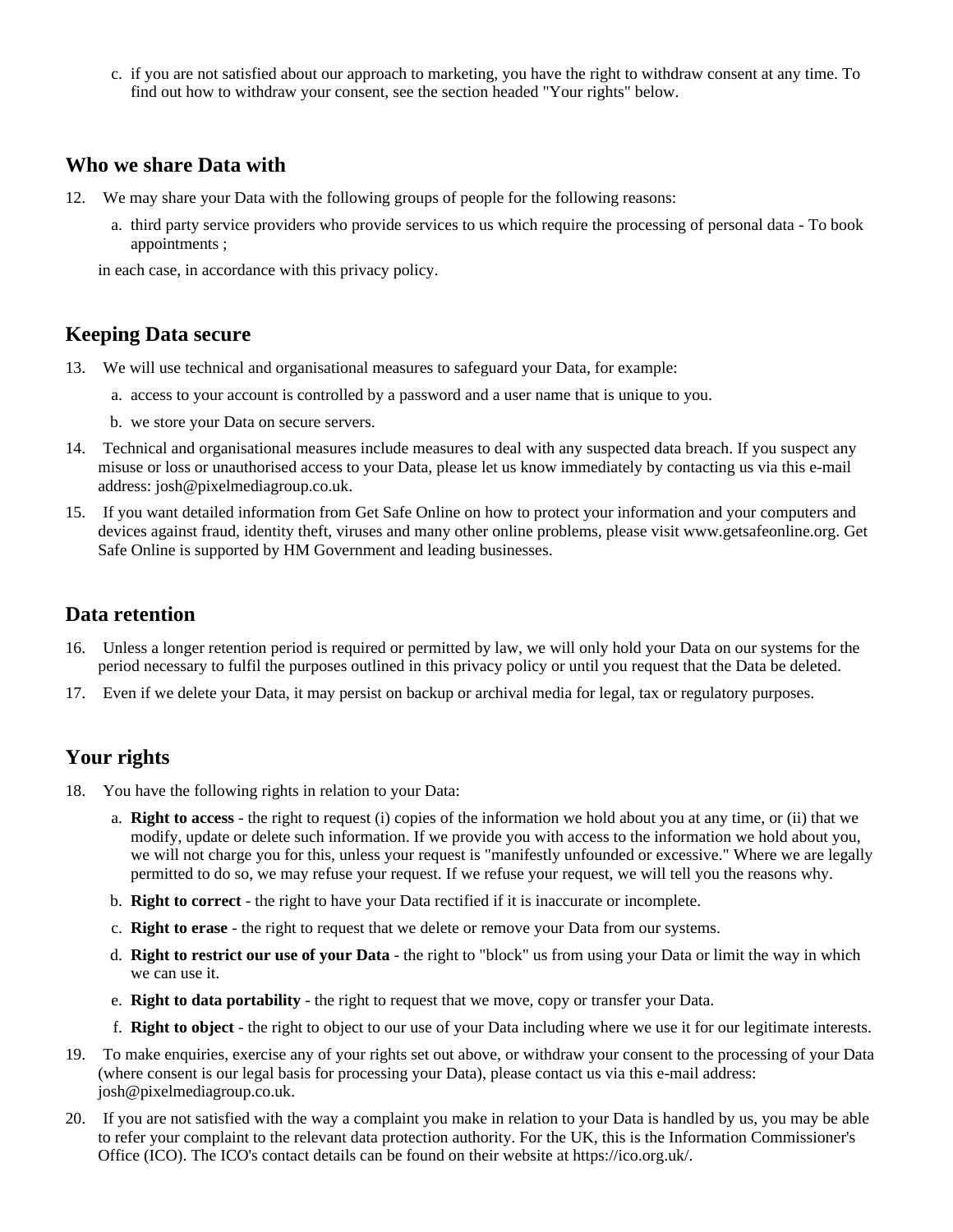c. if you are not satisfied about our approach to marketing, you have the right to withdraw consent at any time. To find out how to withdraw your consent, see the section headed "Your rights" below.

## Who we share Data with

12. We may share your Data with the following groups of people for the following reasons:

    a. third party service providers who provide services to us which require the processing of personal data - To book appointments ;

    in each case, in accordance with this privacy policy.

## Keeping Data secure

13. We will use technical and organisational measures to safeguard your Data, for example:

    a. access to your account is controlled by a password and a user name that is unique to you.

    b. we store your Data on secure servers.

14. Technical and organisational measures include measures to deal with any suspected data breach. If you suspect any misuse or loss or unauthorised access to your Data, please let us know immediately by contacting us via this e-mail address: josh@pixelmediagroup.co.uk.

15. If you want detailed information from Get Safe Online on how to protect your information and your computers and devices against fraud, identity theft, viruses and many other online problems, please visit www.getsafeonline.org. Get Safe Online is supported by HM Government and leading businesses.

## Data retention

16. Unless a longer retention period is required or permitted by law, we will only hold your Data on our systems for the period necessary to fulfil the purposes outlined in this privacy policy or until you request that the Data be deleted.

17. Even if we delete your Data, it may persist on backup or archival media for legal, tax or regulatory purposes.

## Your rights

18. You have the following rights in relation to your Data:

    a. **Right to access** - the right to request (i) copies of the information we hold about you at any time, or (ii) that we modify, update or delete such information. If we provide you with access to the information we hold about you, we will not charge you for this, unless your request is "manifestly unfounded or excessive." Where we are legally permitted to do so, we may refuse your request. If we refuse your request, we will tell you the reasons why.

    b. **Right to correct** - the right to have your Data rectified if it is inaccurate or incomplete.

    c. **Right to erase** - the right to request that we delete or remove your Data from our systems.

    d. **Right to restrict our use of your Data** - the right to "block" us from using your Data or limit the way in which we can use it.

    e. **Right to data portability** - the right to request that we move, copy or transfer your Data.

    f. **Right to object** - the right to object to our use of your Data including where we use it for our legitimate interests.

19. To make enquiries, exercise any of your rights set out above, or withdraw your consent to the processing of your Data (where consent is our legal basis for processing your Data), please contact us via this e-mail address: josh@pixelmediagroup.co.uk.

20. If you are not satisfied with the way a complaint you make in relation to your Data is handled by us, you may be able to refer your complaint to the relevant data protection authority. For the UK, this is the Information Commissioner's Office (ICO). The ICO's contact details can be found on their website at https://ico.org.uk/.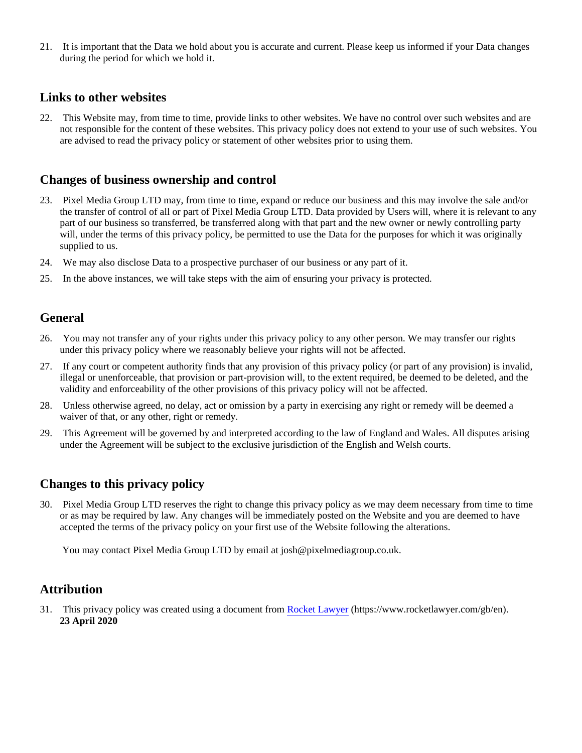21. It is important that the Data we hold about you is accurate and current. Please keep us informed if your Data changes during the period for which we hold it.

## Links to other websites

22. This Website may, from time to time, provide links to other websites. We have no control over such websites and are not responsible for the content of these websites. This privacy policy does not extend to your use of such websites. You are advised to read the privacy policy or statement of other websites prior to using them.

## Changes of business ownership and control

23. Pixel Media Group LTD may, from time to time, expand or reduce our business and this may involve the sale and/or the transfer of control of all or part of Pixel Media Group LTD. Data provided by Users will, where it is relevant to any part of our business so transferred, be transferred along with that part and the new owner or newly controlling party will, under the terms of this privacy policy, be permitted to use the Data for the purposes for which it was originally supplied to us.
24. We may also disclose Data to a prospective purchaser of our business or any part of it.
25. In the above instances, we will take steps with the aim of ensuring your privacy is protected.

## General

26. You may not transfer any of your rights under this privacy policy to any other person. We may transfer our rights under this privacy policy where we reasonably believe your rights will not be affected.
27. If any court or competent authority finds that any provision of this privacy policy (or part of any provision) is invalid, illegal or unenforceable, that provision or part-provision will, to the extent required, be deemed to be deleted, and the validity and enforceability of the other provisions of this privacy policy will not be affected.
28. Unless otherwise agreed, no delay, act or omission by a party in exercising any right or remedy will be deemed a waiver of that, or any other, right or remedy.
29. This Agreement will be governed by and interpreted according to the law of England and Wales. All disputes arising under the Agreement will be subject to the exclusive jurisdiction of the English and Welsh courts.

## Changes to this privacy policy

30. Pixel Media Group LTD reserves the right to change this privacy policy as we may deem necessary from time to time or as may be required by law. Any changes will be immediately posted on the Website and you are deemed to have accepted the terms of the privacy policy on your first use of the Website following the alterations.

    You may contact Pixel Media Group LTD by email at josh@pixelmediagroup.co.uk.

## Attribution

31. This privacy policy was created using a document from Rocket Lawyer (https://www.rocketlawyer.com/gb/en).
    **23 April 2020**